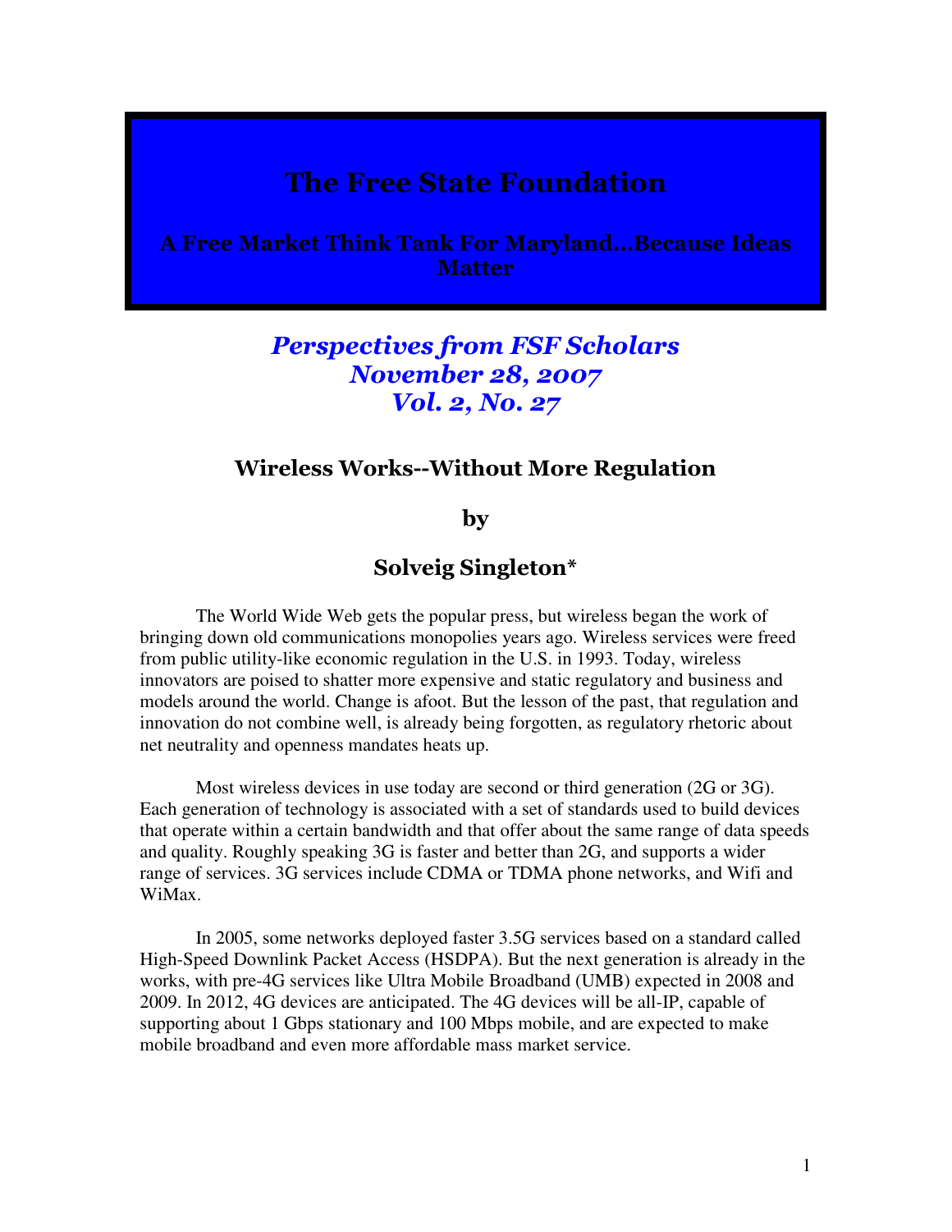# The Free State Foundation

**A Free Market Think Tank For Maryland…Because Ideas Matter**

*Perspectives from FSF Scholars*
*November 28, 2007*
*Vol. 2, No. 27*

## Wireless Works--Without More Regulation

**by**

**Solveig Singleton***

The World Wide Web gets the popular press, but wireless began the work of bringing down old communications monopolies years ago. Wireless services were freed from public utility-like economic regulation in the U.S. in 1993. Today, wireless innovators are poised to shatter more expensive and static regulatory and business and models around the world. Change is afoot. But the lesson of the past, that regulation and innovation do not combine well, is already being forgotten, as regulatory rhetoric about net neutrality and openness mandates heats up.

Most wireless devices in use today are second or third generation (2G or 3G). Each generation of technology is associated with a set of standards used to build devices that operate within a certain bandwidth and that offer about the same range of data speeds and quality. Roughly speaking 3G is faster and better than 2G, and supports a wider range of services. 3G services include CDMA or TDMA phone networks, and Wifi and WiMax.

In 2005, some networks deployed faster 3.5G services based on a standard called High-Speed Downlink Packet Access (HSDPA). But the next generation is already in the works, with pre-4G services like Ultra Mobile Broadband (UMB) expected in 2008 and 2009. In 2012, 4G devices are anticipated. The 4G devices will be all-IP, capable of supporting about 1 Gbps stationary and 100 Mbps mobile, and are expected to make mobile broadband and even more affordable mass market service.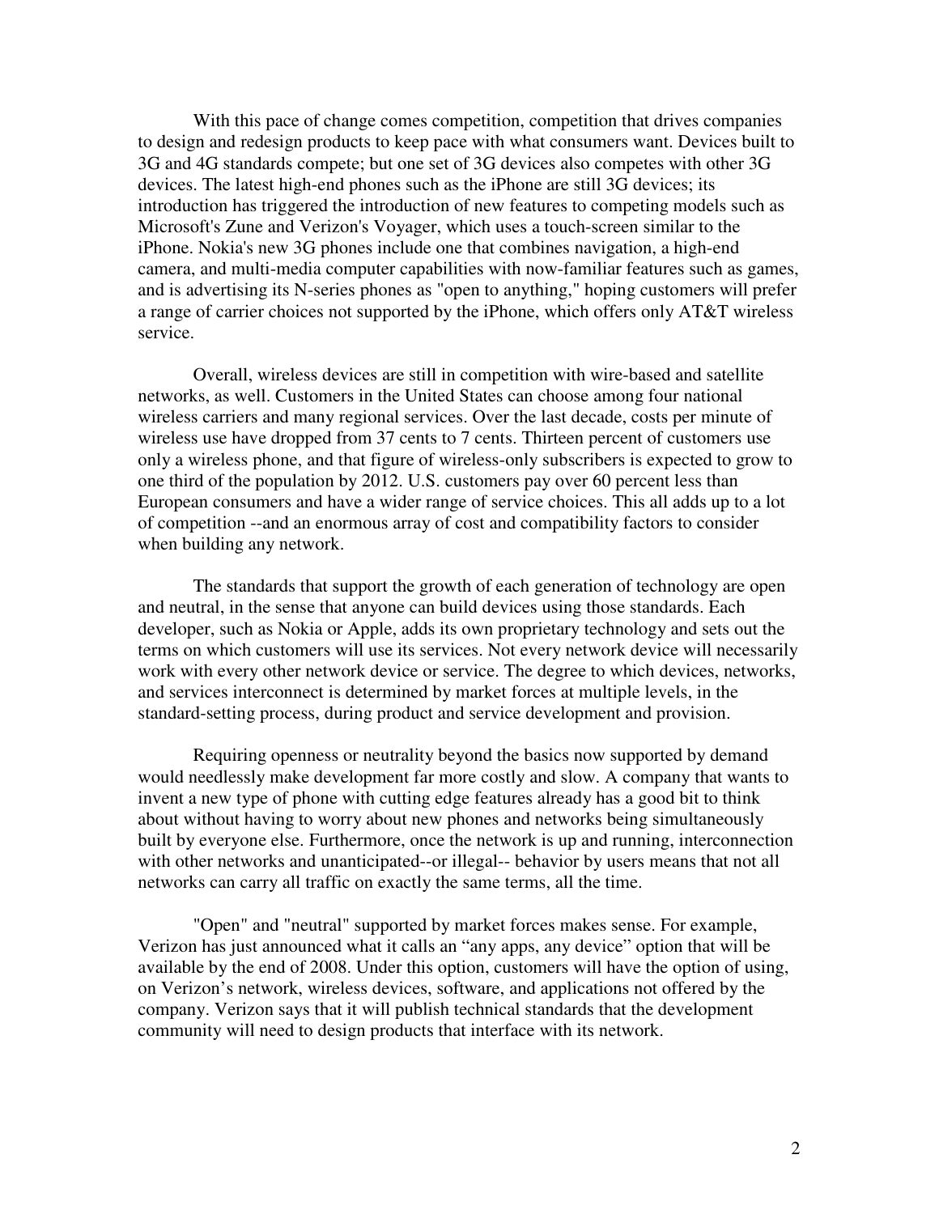With this pace of change comes competition, competition that drives companies to design and redesign products to keep pace with what consumers want. Devices built to 3G and 4G standards compete; but one set of 3G devices also competes with other 3G devices. The latest high-end phones such as the iPhone are still 3G devices; its introduction has triggered the introduction of new features to competing models such as Microsoft's Zune and Verizon's Voyager, which uses a touch-screen similar to the iPhone. Nokia's new 3G phones include one that combines navigation, a high-end camera, and multi-media computer capabilities with now-familiar features such as games, and is advertising its N-series phones as "open to anything," hoping customers will prefer a range of carrier choices not supported by the iPhone, which offers only AT&T wireless service.

Overall, wireless devices are still in competition with wire-based and satellite networks, as well. Customers in the United States can choose among four national wireless carriers and many regional services. Over the last decade, costs per minute of wireless use have dropped from 37 cents to 7 cents. Thirteen percent of customers use only a wireless phone, and that figure of wireless-only subscribers is expected to grow to one third of the population by 2012. U.S. customers pay over 60 percent less than European consumers and have a wider range of service choices. This all adds up to a lot of competition --and an enormous array of cost and compatibility factors to consider when building any network.

The standards that support the growth of each generation of technology are open and neutral, in the sense that anyone can build devices using those standards. Each developer, such as Nokia or Apple, adds its own proprietary technology and sets out the terms on which customers will use its services. Not every network device will necessarily work with every other network device or service. The degree to which devices, networks, and services interconnect is determined by market forces at multiple levels, in the standard-setting process, during product and service development and provision.

Requiring openness or neutrality beyond the basics now supported by demand would needlessly make development far more costly and slow. A company that wants to invent a new type of phone with cutting edge features already has a good bit to think about without having to worry about new phones and networks being simultaneously built by everyone else. Furthermore, once the network is up and running, interconnection with other networks and unanticipated--or illegal-- behavior by users means that not all networks can carry all traffic on exactly the same terms, all the time.

"Open" and "neutral" supported by market forces makes sense. For example, Verizon has just announced what it calls an “any apps, any device” option that will be available by the end of 2008. Under this option, customers will have the option of using, on Verizon’s network, wireless devices, software, and applications not offered by the company. Verizon says that it will publish technical standards that the development community will need to design products that interface with its network.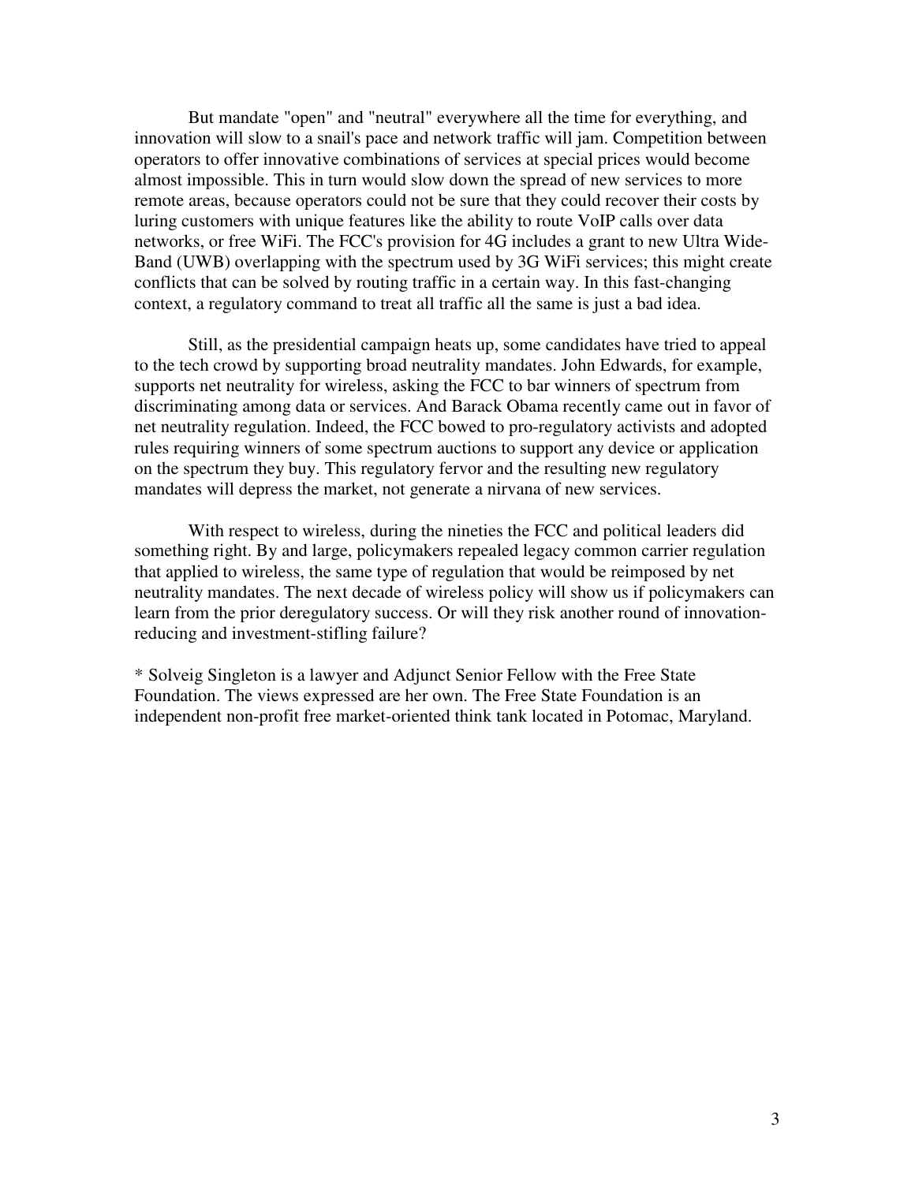But mandate "open" and "neutral" everywhere all the time for everything, and innovation will slow to a snail's pace and network traffic will jam. Competition between operators to offer innovative combinations of services at special prices would become almost impossible. This in turn would slow down the spread of new services to more remote areas, because operators could not be sure that they could recover their costs by luring customers with unique features like the ability to route VoIP calls over data networks, or free WiFi. The FCC's provision for 4G includes a grant to new Ultra Wide-Band (UWB) overlapping with the spectrum used by 3G WiFi services; this might create conflicts that can be solved by routing traffic in a certain way. In this fast-changing context, a regulatory command to treat all traffic all the same is just a bad idea.

Still, as the presidential campaign heats up, some candidates have tried to appeal to the tech crowd by supporting broad neutrality mandates. John Edwards, for example, supports net neutrality for wireless, asking the FCC to bar winners of spectrum from discriminating among data or services. And Barack Obama recently came out in favor of net neutrality regulation. Indeed, the FCC bowed to pro-regulatory activists and adopted rules requiring winners of some spectrum auctions to support any device or application on the spectrum they buy. This regulatory fervor and the resulting new regulatory mandates will depress the market, not generate a nirvana of new services.

With respect to wireless, during the nineties the FCC and political leaders did something right. By and large, policymakers repealed legacy common carrier regulation that applied to wireless, the same type of regulation that would be reimposed by net neutrality mandates. The next decade of wireless policy will show us if policymakers can learn from the prior deregulatory success. Or will they risk another round of innovation-reducing and investment-stifling failure?

* Solveig Singleton is a lawyer and Adjunct Senior Fellow with the Free State Foundation. The views expressed are her own. The Free State Foundation is an independent non-profit free market-oriented think tank located in Potomac, Maryland.